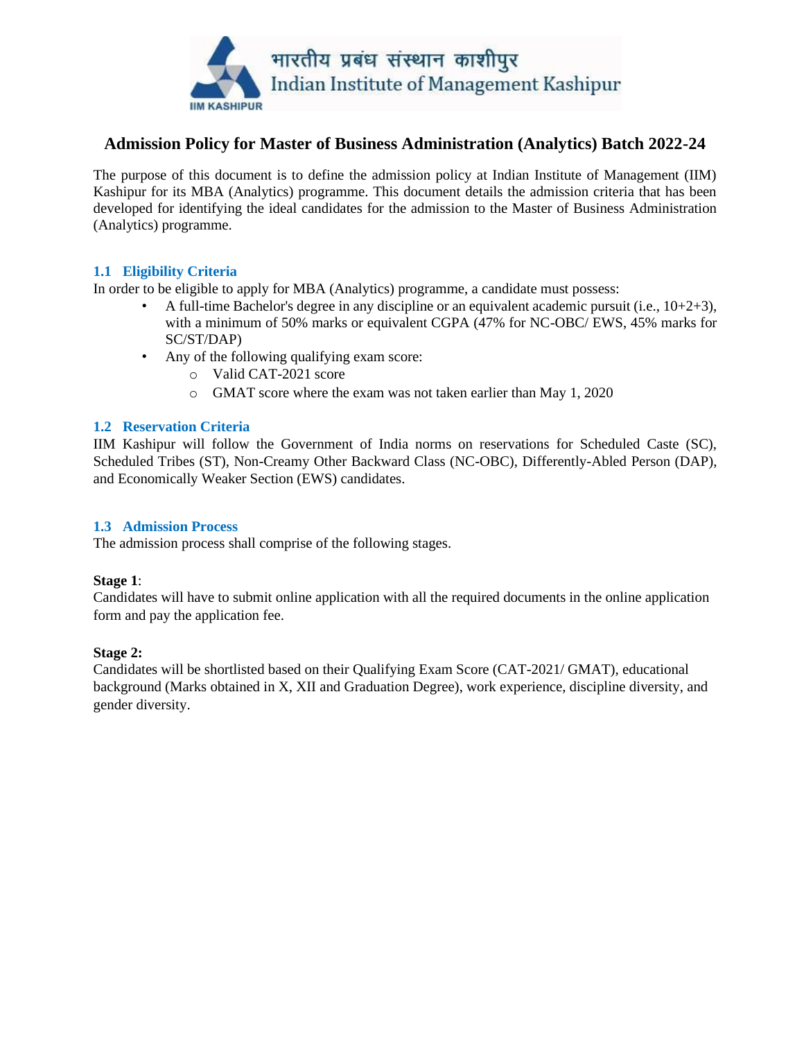भारतीय प्रबंध संस्थान काशीपुर
Indian Institute of Management Kashipur

# Admission Policy for Master of Business Administration (Analytics) Batch 2022-24

The purpose of this document is to define the admission policy at Indian Institute of Management (IIM) Kashipur for its MBA (Analytics) programme. This document details the admission criteria that has been developed for identifying the ideal candidates for the admission to the Master of Business Administration (Analytics) programme.

## 1.1 Eligibility Criteria

In order to be eligible to apply for MBA (Analytics) programme, a candidate must possess:

- A full-time Bachelor's degree in any discipline or an equivalent academic pursuit (i.e., 10+2+3), with a minimum of 50% marks or equivalent CGPA (47% for NC-OBC/ EWS, 45% marks for SC/ST/DAP)
- Any of the following qualifying exam score:
  - Valid CAT-2021 score
  - GMAT score where the exam was not taken earlier than May 1, 2020

## 1.2 Reservation Criteria

IIM Kashipur will follow the Government of India norms on reservations for Scheduled Caste (SC), Scheduled Tribes (ST), Non-Creamy Other Backward Class (NC-OBC), Differently-Abled Person (DAP), and Economically Weaker Section (EWS) candidates.

## 1.3 Admission Process

The admission process shall comprise of the following stages.

**Stage 1**:
Candidates will have to submit online application with all the required documents in the online application form and pay the application fee.

**Stage 2:**
Candidates will be shortlisted based on their Qualifying Exam Score (CAT-2021/ GMAT), educational background (Marks obtained in X, XII and Graduation Degree), work experience, discipline diversity, and gender diversity.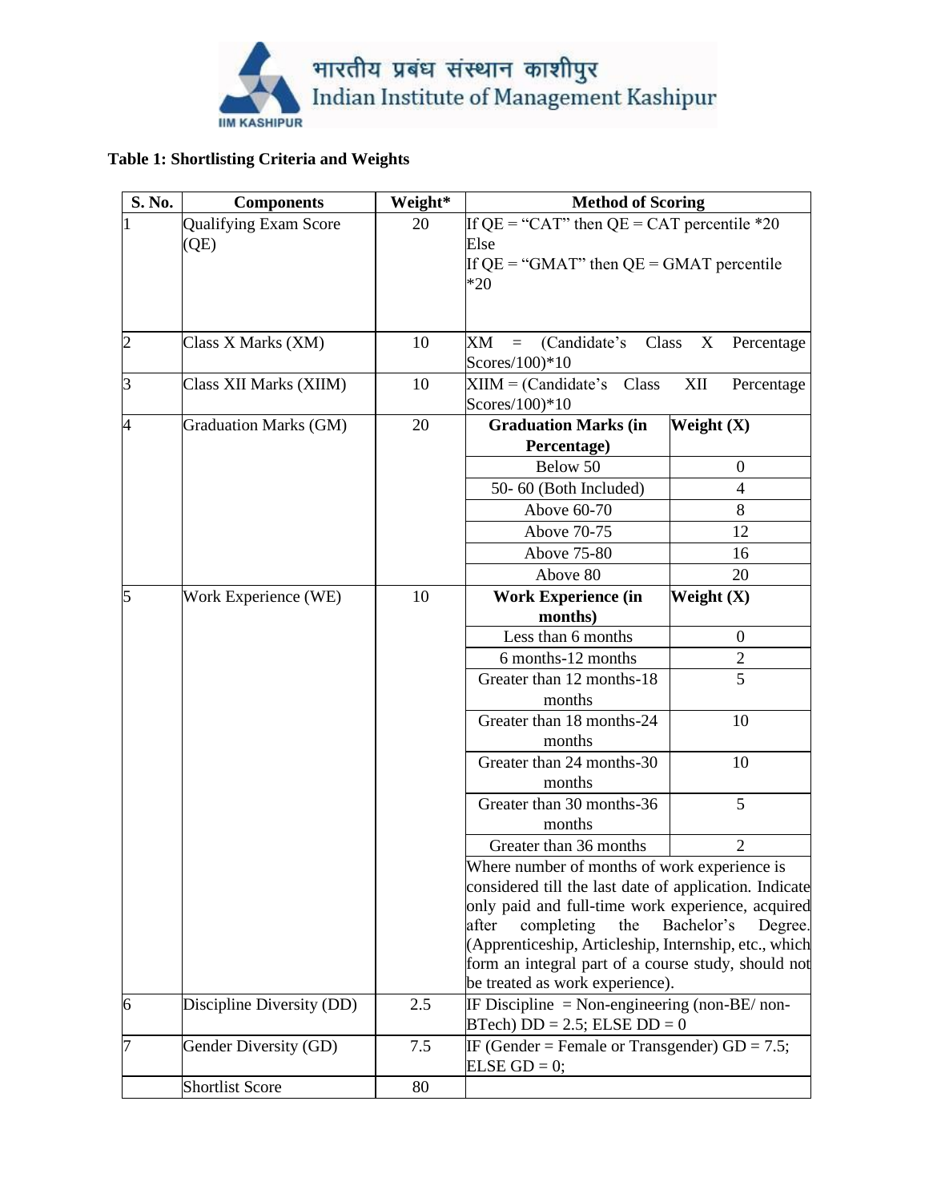**Table 1: Shortlisting Criteria and Weights**

| S. No. | Components | Weight* | Method of Scoring | |
|---|---|---|---|---|
| 1 | Qualifying Exam Score (QE) | 20 | If QE = "CAT" then QE = CAT percentile *20 Else If QE = "GMAT" then QE = GMAT percentile *20 | |
| 2 | Class X Marks (XM) | 10 | XM = (Candidate's Class X Percentage Scores/100)*10 | |
| 3 | Class XII Marks (XIIM) | 10 | XIIM = (Candidate's Class XII Percentage Scores/100)*10 | |
| 4 | Graduation Marks (GM) | 20 | **Graduation Marks (in Percentage)** | **Weight (X)** |
| | | | Below 50 | 0 |
| | | | 50- 60 (Both Included) | 4 |
| | | | Above 60-70 | 8 |
| | | | Above 70-75 | 12 |
| | | | Above 75-80 | 16 |
| | | | Above 80 | 20 |
| 5 | Work Experience (WE) | 10 | **Work Experience (in months)** | **Weight (X)** |
| | | | Less than 6 months | 0 |
| | | | 6 months-12 months | 2 |
| | | | Greater than 12 months-18 months | 5 |
| | | | Greater than 18 months-24 months | 10 |
| | | | Greater than 24 months-30 months | 10 |
| | | | Greater than 30 months-36 months | 5 |
| | | | Greater than 36 months | 2 |
| | | | Where number of months of work experience is considered till the last date of application. Indicate only paid and full-time work experience, acquired after completing the Bachelor's Degree. (Apprenticeship, Articleship, Internship, etc., which form an integral part of a course study, should not be treated as work experience). | |
| 6 | Discipline Diversity (DD) | 2.5 | IF Discipline = Non-engineering (non-BE/ non-BTech) DD = 2.5; ELSE DD = 0 | |
| 7 | Gender Diversity (GD) | 7.5 | IF (Gender = Female or Transgender) GD = 7.5; ELSE GD = 0; | |
| | Shortlist Score | 80 | | |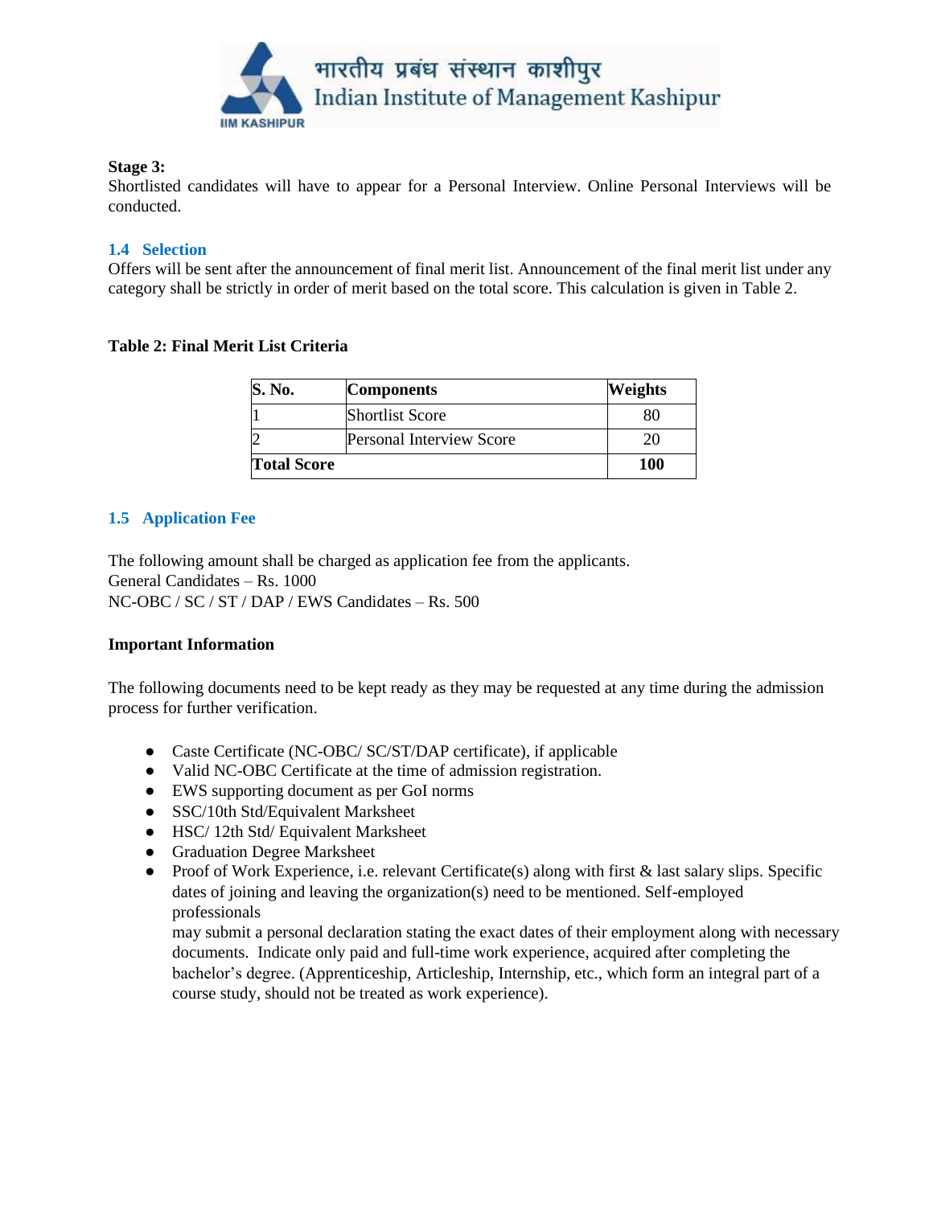**Stage 3:**
Shortlisted candidates will have to appear for a Personal Interview. Online Personal Interviews will be conducted.

### 1.4 Selection

Offers will be sent after the announcement of final merit list. Announcement of the final merit list under any category shall be strictly in order of merit based on the total score. This calculation is given in Table 2.

**Table 2: Final Merit List Criteria**

| S. No. | Components | Weights |
|---|---|---|
| 1 | Shortlist Score | 80 |
| 2 | Personal Interview Score | 20 |
| **Total Score** | | **100** |

### 1.5 Application Fee

The following amount shall be charged as application fee from the applicants.
General Candidates – Rs. 1000
NC-OBC / SC / ST / DAP / EWS Candidates – Rs. 500

**Important Information**

The following documents need to be kept ready as they may be requested at any time during the admission process for further verification.

- Caste Certificate (NC-OBC/ SC/ST/DAP certificate), if applicable
- Valid NC-OBC Certificate at the time of admission registration.
- EWS supporting document as per GoI norms
- SSC/10th Std/Equivalent Marksheet
- HSC/ 12th Std/ Equivalent Marksheet
- Graduation Degree Marksheet
- Proof of Work Experience, i.e. relevant Certificate(s) along with first & last salary slips. Specific dates of joining and leaving the organization(s) need to be mentioned. Self-employed professionals may submit a personal declaration stating the exact dates of their employment along with necessary documents. Indicate only paid and full-time work experience, acquired after completing the bachelor's degree. (Apprenticeship, Articleship, Internship, etc., which form an integral part of a course study, should not be treated as work experience).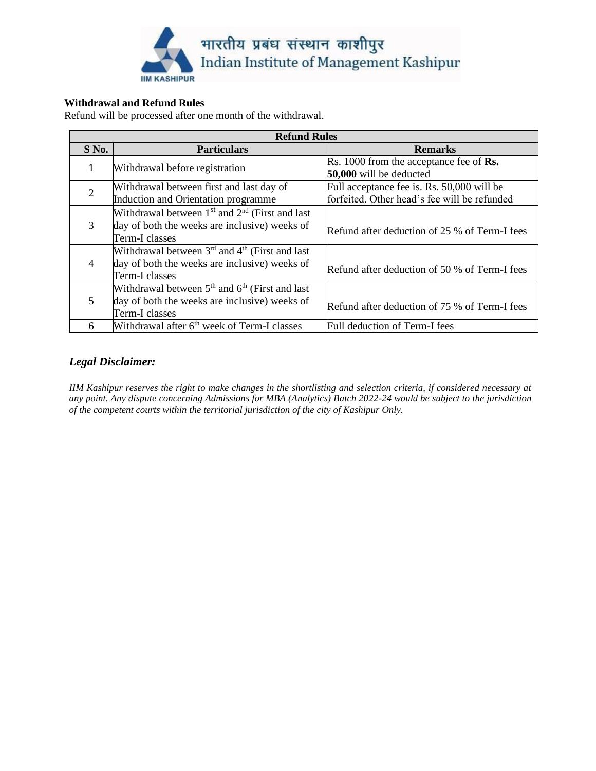**Withdrawal and Refund Rules**

Refund will be processed after one month of the withdrawal.

| Refund Rules | | |
|---|---|---|
| **S No.** | **Particulars** | **Remarks** |
| 1 | Withdrawal before registration | Rs. 1000 from the acceptance fee of **Rs. 50,000** will be deducted |
| 2 | Withdrawal between first and last day of Induction and Orientation programme | Full acceptance fee is. Rs. 50,000 will be forfeited. Other head's fee will be refunded |
| 3 | Withdrawal between 1st and 2nd (First and last day of both the weeks are inclusive) weeks of Term-I classes | Refund after deduction of 25 % of Term-I fees |
| 4 | Withdrawal between 3rd and 4th (First and last day of both the weeks are inclusive) weeks of Term-I classes | Refund after deduction of 50 % of Term-I fees |
| 5 | Withdrawal between 5th and 6th (First and last day of both the weeks are inclusive) weeks of Term-I classes | Refund after deduction of 75 % of Term-I fees |
| 6 | Withdrawal after 6th week of Term-I classes | Full deduction of Term-I fees |

***Legal Disclaimer:***

*IIM Kashipur reserves the right to make changes in the shortlisting and selection criteria, if considered necessary at any point. Any dispute concerning Admissions for MBA (Analytics) Batch 2022-24 would be subject to the jurisdiction of the competent courts within the territorial jurisdiction of the city of Kashipur Only.*